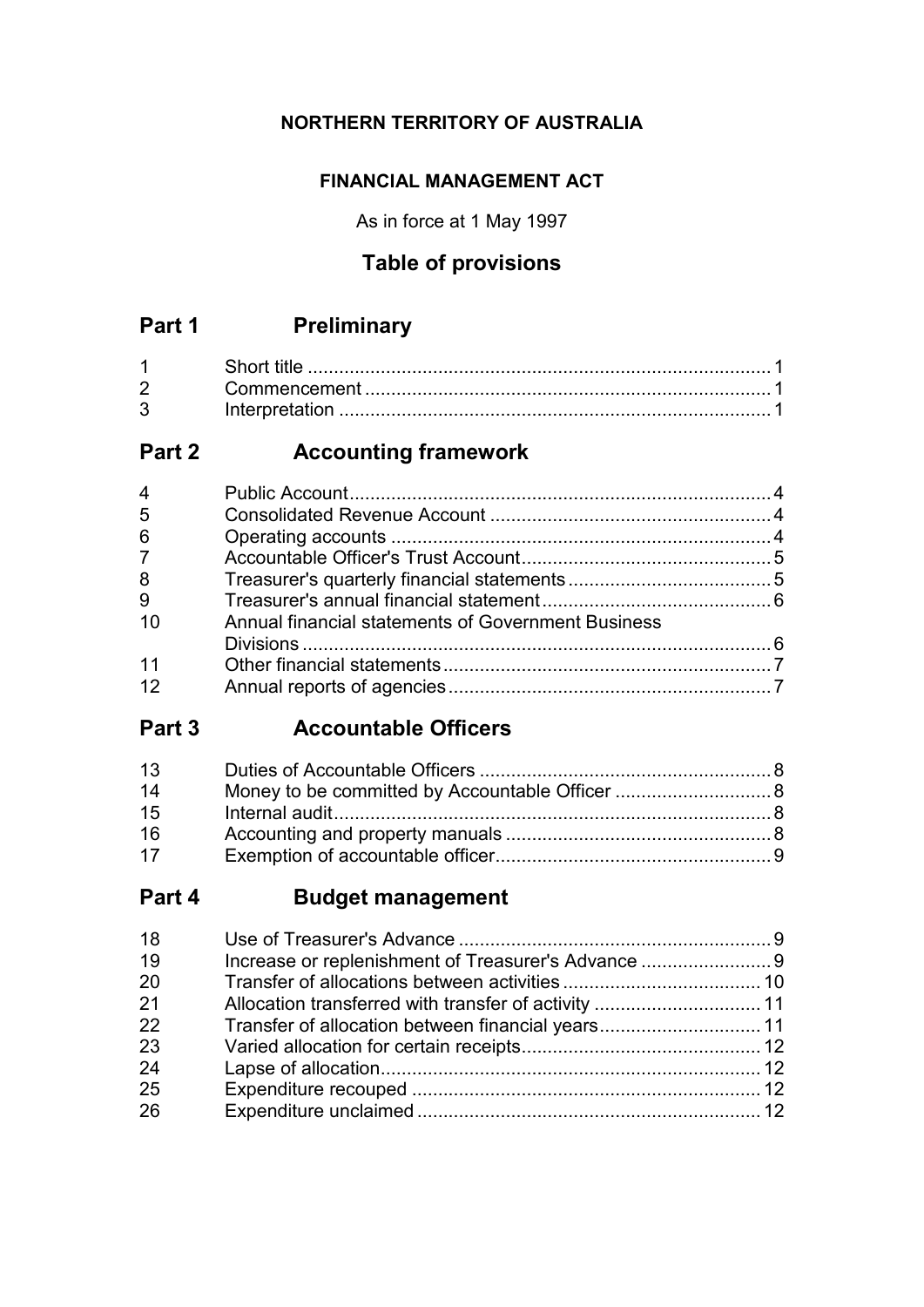**NORTHERN TERRITORY OF AUSTRALIA**

**FINANCIAL MANAGEMENT ACT**

As in force at 1 May 1997

# Table of provisions

## Part 1 Preliminary

| | | |
|---|---|---|
| 1 | Short title | 1 |
| 2 | Commencement | 1 |
| 3 | Interpretation | 1 |

## Part 2 Accounting framework

| | | |
|---|---|---|
| 4 | Public Account | 4 |
| 5 | Consolidated Revenue Account | 4 |
| 6 | Operating accounts | 4 |
| 7 | Accountable Officer's Trust Account | 5 |
| 8 | Treasurer's quarterly financial statements | 5 |
| 9 | Treasurer's annual financial statement | 6 |
| 10 | Annual financial statements of Government Business Divisions | 6 |
| 11 | Other financial statements | 7 |
| 12 | Annual reports of agencies | 7 |

## Part 3 Accountable Officers

| | | |
|---|---|---|
| 13 | Duties of Accountable Officers | 8 |
| 14 | Money to be committed by Accountable Officer | 8 |
| 15 | Internal audit | 8 |
| 16 | Accounting and property manuals | 8 |
| 17 | Exemption of accountable officer | 9 |

## Part 4 Budget management

| | | |
|---|---|---|
| 18 | Use of Treasurer's Advance | 9 |
| 19 | Increase or replenishment of Treasurer's Advance | 9 |
| 20 | Transfer of allocations between activities | 10 |
| 21 | Allocation transferred with transfer of activity | 11 |
| 22 | Transfer of allocation between financial years | 11 |
| 23 | Varied allocation for certain receipts | 12 |
| 24 | Lapse of allocation | 12 |
| 25 | Expenditure recouped | 12 |
| 26 | Expenditure unclaimed | 12 |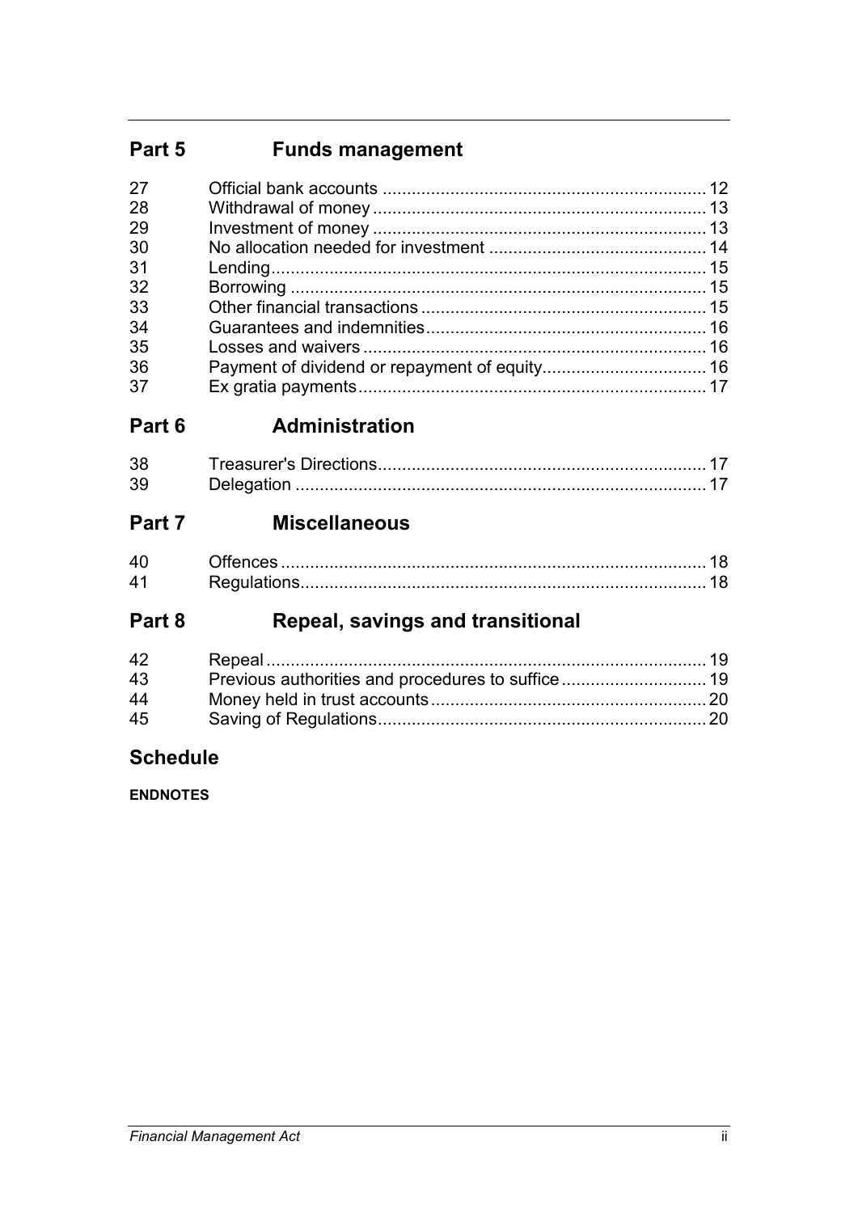## Part 5 Funds management

| | | |
|---|---|---|
| 27 | Official bank accounts | 12 |
| 28 | Withdrawal of money | 13 |
| 29 | Investment of money | 13 |
| 30 | No allocation needed for investment | 14 |
| 31 | Lending | 15 |
| 32 | Borrowing | 15 |
| 33 | Other financial transactions | 15 |
| 34 | Guarantees and indemnities | 16 |
| 35 | Losses and waivers | 16 |
| 36 | Payment of dividend or repayment of equity | 16 |
| 37 | Ex gratia payments | 17 |

## Part 6 Administration

| | | |
|---|---|---|
| 38 | Treasurer's Directions | 17 |
| 39 | Delegation | 17 |

## Part 7 Miscellaneous

| | | |
|---|---|---|
| 40 | Offences | 18 |
| 41 | Regulations | 18 |

## Part 8 Repeal, savings and transitional

| | | |
|---|---|---|
| 42 | Repeal | 19 |
| 43 | Previous authorities and procedures to suffice | 19 |
| 44 | Money held in trust accounts | 20 |
| 45 | Saving of Regulations | 20 |

## Schedule

**ENDNOTES**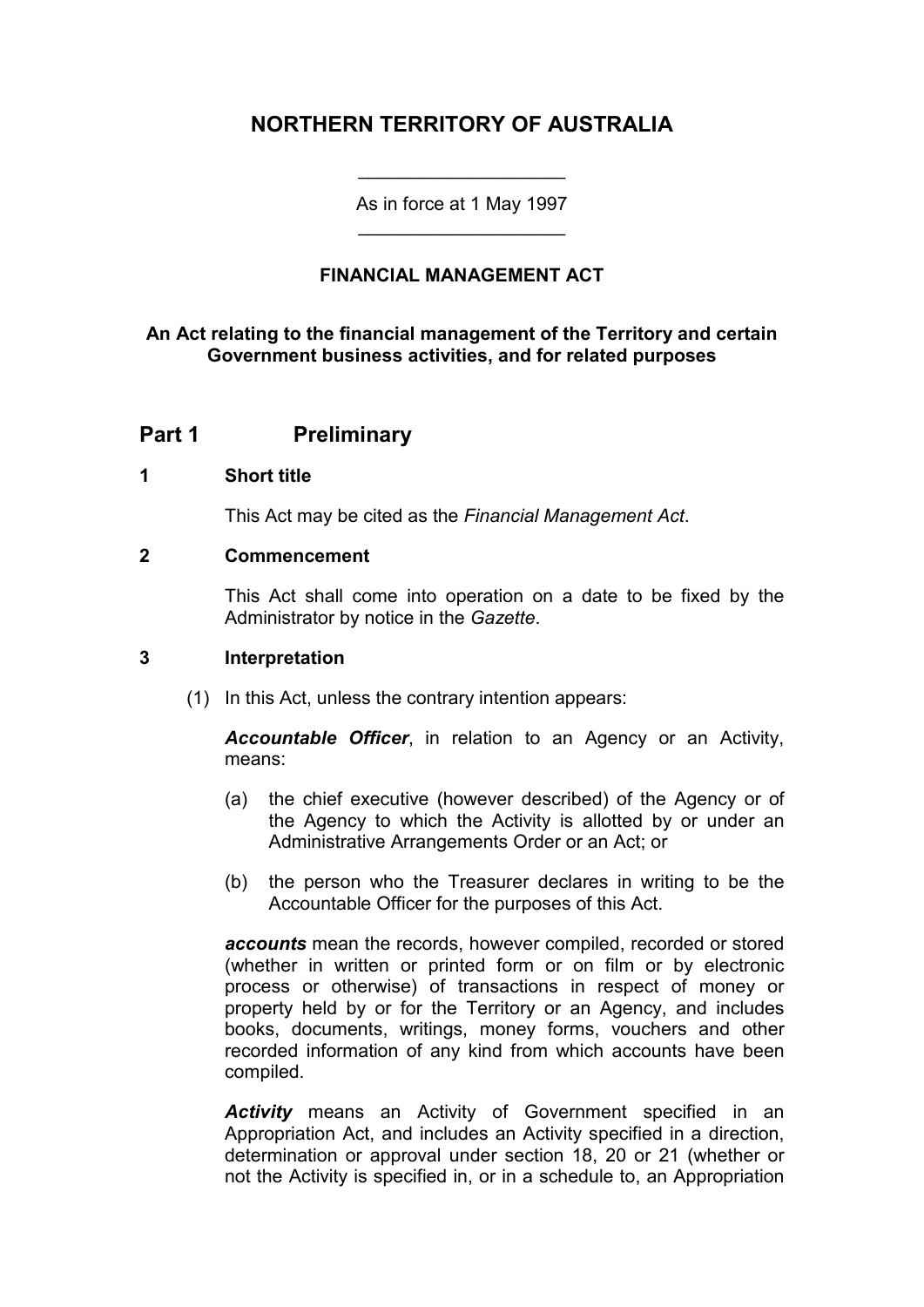# NORTHERN TERRITORY OF AUSTRALIA

As in force at 1 May 1997

### FINANCIAL MANAGEMENT ACT

**An Act relating to the financial management of the Territory and certain Government business activities, and for related purposes**

## Part 1 Preliminary

### 1 Short title

This Act may be cited as the *Financial Management Act*.

### 2 Commencement

This Act shall come into operation on a date to be fixed by the Administrator by notice in the *Gazette*.

### 3 Interpretation

(1) In this Act, unless the contrary intention appears:

***Accountable Officer***, in relation to an Agency or an Activity, means:

(a) the chief executive (however described) of the Agency or of the Agency to which the Activity is allotted by or under an Administrative Arrangements Order or an Act; or

(b) the person who the Treasurer declares in writing to be the Accountable Officer for the purposes of this Act.

***accounts*** mean the records, however compiled, recorded or stored (whether in written or printed form or on film or by electronic process or otherwise) of transactions in respect of money or property held by or for the Territory or an Agency, and includes books, documents, writings, money forms, vouchers and other recorded information of any kind from which accounts have been compiled.

***Activity*** means an Activity of Government specified in an Appropriation Act, and includes an Activity specified in a direction, determination or approval under section 18, 20 or 21 (whether or not the Activity is specified in, or in a schedule to, an Appropriation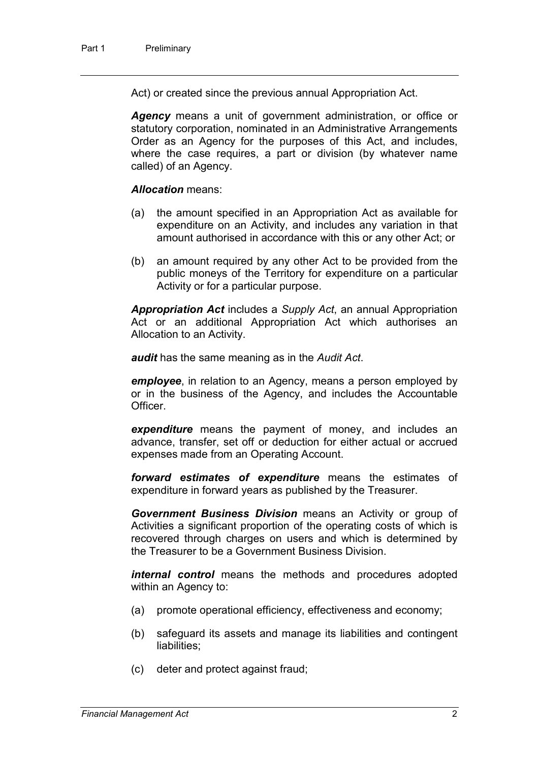Act) or created since the previous annual Appropriation Act.

***Agency*** means a unit of government administration, or office or statutory corporation, nominated in an Administrative Arrangements Order as an Agency for the purposes of this Act, and includes, where the case requires, a part or division (by whatever name called) of an Agency.

***Allocation*** means:

(a) the amount specified in an Appropriation Act as available for expenditure on an Activity, and includes any variation in that amount authorised in accordance with this or any other Act; or

(b) an amount required by any other Act to be provided from the public moneys of the Territory for expenditure on a particular Activity or for a particular purpose.

***Appropriation Act*** includes a *Supply Act*, an annual Appropriation Act or an additional Appropriation Act which authorises an Allocation to an Activity.

***audit*** has the same meaning as in the *Audit Act*.

***employee***, in relation to an Agency, means a person employed by or in the business of the Agency, and includes the Accountable Officer.

***expenditure*** means the payment of money, and includes an advance, transfer, set off or deduction for either actual or accrued expenses made from an Operating Account.

***forward estimates of expenditure*** means the estimates of expenditure in forward years as published by the Treasurer.

***Government Business Division*** means an Activity or group of Activities a significant proportion of the operating costs of which is recovered through charges on users and which is determined by the Treasurer to be a Government Business Division.

***internal control*** means the methods and procedures adopted within an Agency to:

(a) promote operational efficiency, effectiveness and economy;

(b) safeguard its assets and manage its liabilities and contingent liabilities;

(c) deter and protect against fraud;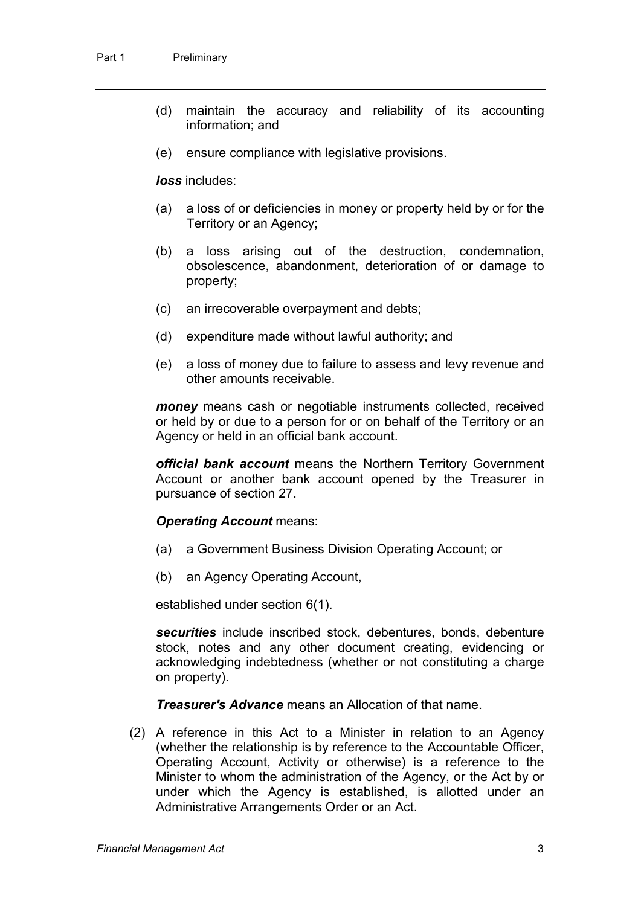(d) maintain the accuracy and reliability of its accounting information; and

(e) ensure compliance with legislative provisions.

***loss*** includes:

(a) a loss of or deficiencies in money or property held by or for the Territory or an Agency;

(b) a loss arising out of the destruction, condemnation, obsolescence, abandonment, deterioration of or damage to property;

(c) an irrecoverable overpayment and debts;

(d) expenditure made without lawful authority; and

(e) a loss of money due to failure to assess and levy revenue and other amounts receivable.

***money*** means cash or negotiable instruments collected, received or held by or due to a person for or on behalf of the Territory or an Agency or held in an official bank account.

***official bank account*** means the Northern Territory Government Account or another bank account opened by the Treasurer in pursuance of section 27.

***Operating Account*** means:

(a) a Government Business Division Operating Account; or

(b) an Agency Operating Account,

established under section 6(1).

***securities*** include inscribed stock, debentures, bonds, debenture stock, notes and any other document creating, evidencing or acknowledging indebtedness (whether or not constituting a charge on property).

***Treasurer's Advance*** means an Allocation of that name.

(2) A reference in this Act to a Minister in relation to an Agency (whether the relationship is by reference to the Accountable Officer, Operating Account, Activity or otherwise) is a reference to the Minister to whom the administration of the Agency, or the Act by or under which the Agency is established, is allotted under an Administrative Arrangements Order or an Act.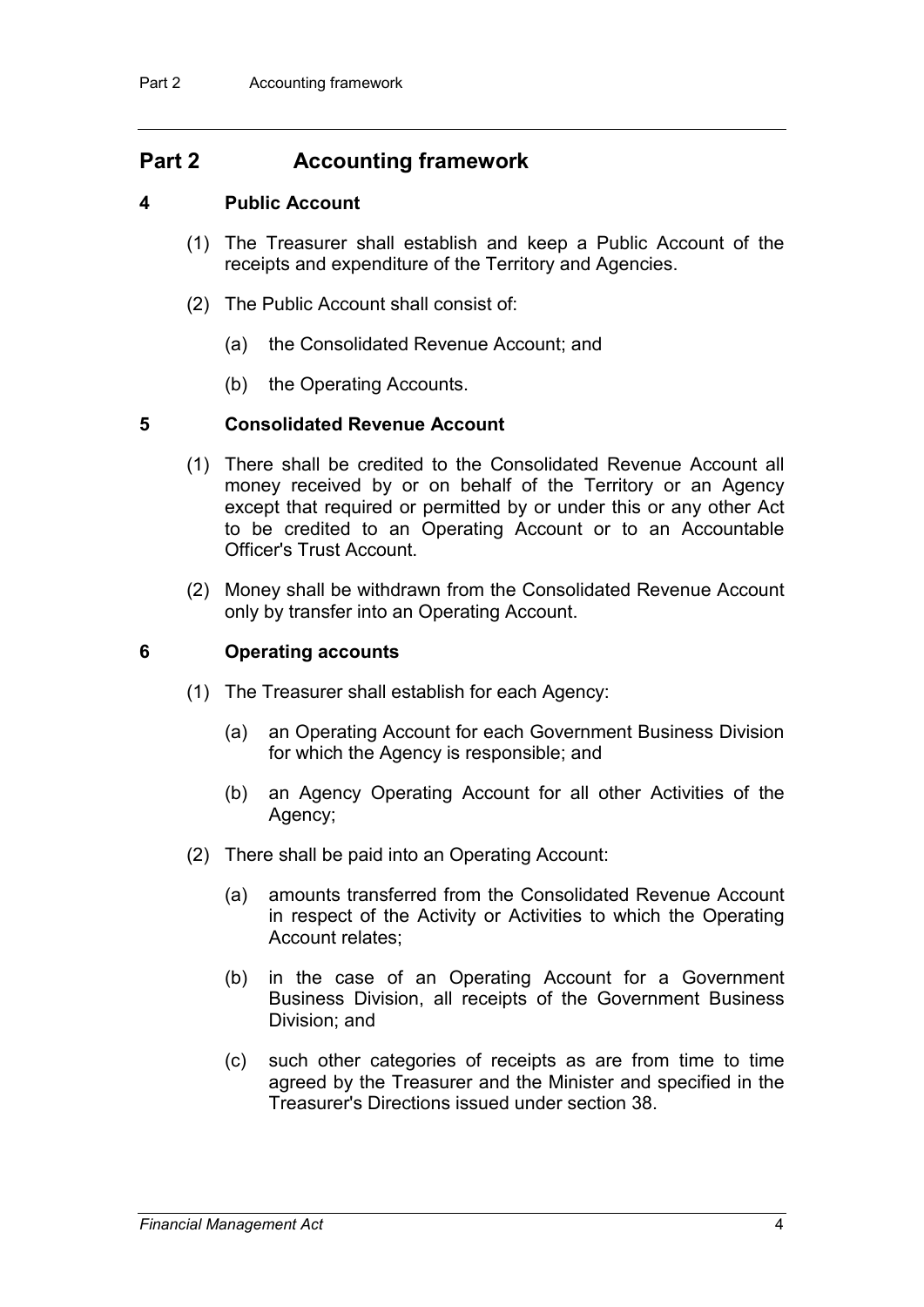## Part 2 Accounting framework

### 4 Public Account

(1) The Treasurer shall establish and keep a Public Account of the receipts and expenditure of the Territory and Agencies.

(2) The Public Account shall consist of:

(a) the Consolidated Revenue Account; and

(b) the Operating Accounts.

### 5 Consolidated Revenue Account

(1) There shall be credited to the Consolidated Revenue Account all money received by or on behalf of the Territory or an Agency except that required or permitted by or under this or any other Act to be credited to an Operating Account or to an Accountable Officer's Trust Account.

(2) Money shall be withdrawn from the Consolidated Revenue Account only by transfer into an Operating Account.

### 6 Operating accounts

(1) The Treasurer shall establish for each Agency:

(a) an Operating Account for each Government Business Division for which the Agency is responsible; and

(b) an Agency Operating Account for all other Activities of the Agency;

(2) There shall be paid into an Operating Account:

(a) amounts transferred from the Consolidated Revenue Account in respect of the Activity or Activities to which the Operating Account relates;

(b) in the case of an Operating Account for a Government Business Division, all receipts of the Government Business Division; and

(c) such other categories of receipts as are from time to time agreed by the Treasurer and the Minister and specified in the Treasurer's Directions issued under section 38.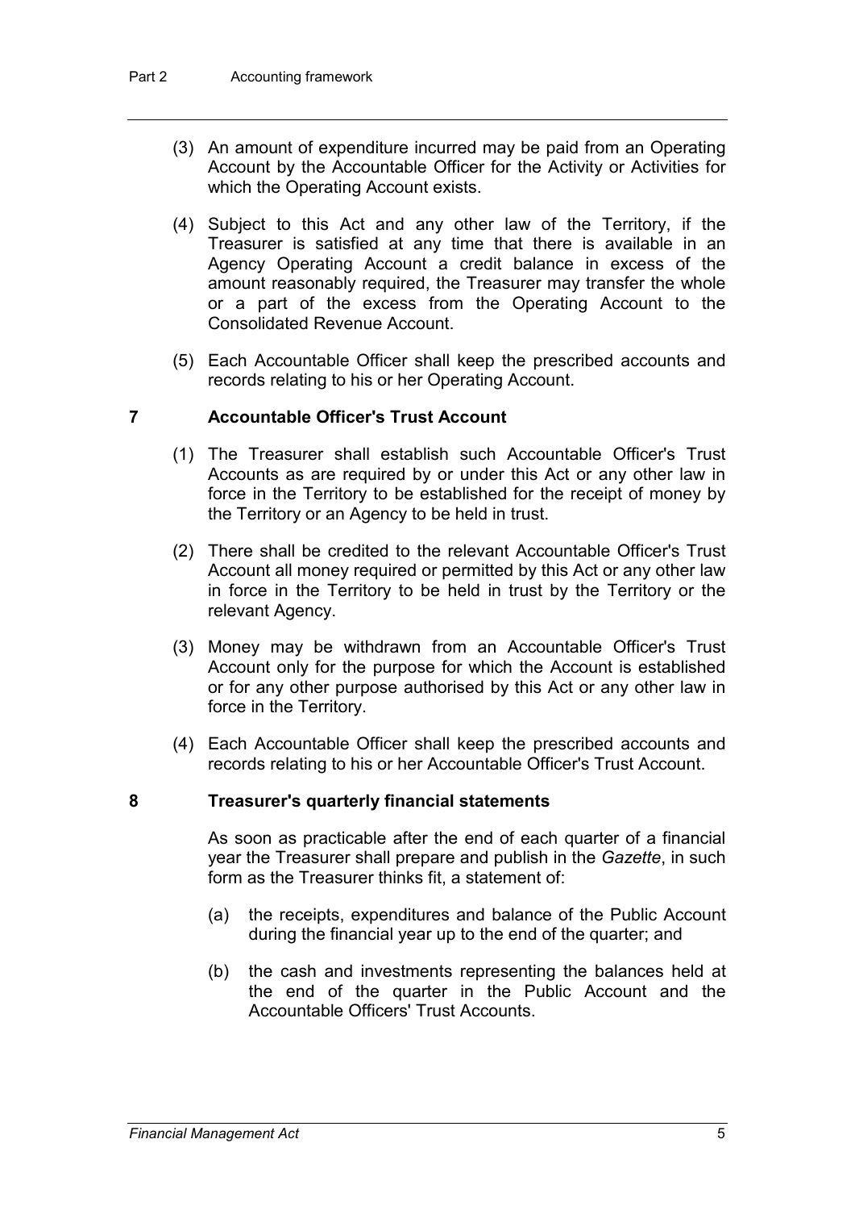(3) An amount of expenditure incurred may be paid from an Operating Account by the Accountable Officer for the Activity or Activities for which the Operating Account exists.

(4) Subject to this Act and any other law of the Territory, if the Treasurer is satisfied at any time that there is available in an Agency Operating Account a credit balance in excess of the amount reasonably required, the Treasurer may transfer the whole or a part of the excess from the Operating Account to the Consolidated Revenue Account.

(5) Each Accountable Officer shall keep the prescribed accounts and records relating to his or her Operating Account.

## 7 Accountable Officer's Trust Account

(1) The Treasurer shall establish such Accountable Officer's Trust Accounts as are required by or under this Act or any other law in force in the Territory to be established for the receipt of money by the Territory or an Agency to be held in trust.

(2) There shall be credited to the relevant Accountable Officer's Trust Account all money required or permitted by this Act or any other law in force in the Territory to be held in trust by the Territory or the relevant Agency.

(3) Money may be withdrawn from an Accountable Officer's Trust Account only for the purpose for which the Account is established or for any other purpose authorised by this Act or any other law in force in the Territory.

(4) Each Accountable Officer shall keep the prescribed accounts and records relating to his or her Accountable Officer's Trust Account.

## 8 Treasurer's quarterly financial statements

As soon as practicable after the end of each quarter of a financial year the Treasurer shall prepare and publish in the *Gazette*, in such form as the Treasurer thinks fit, a statement of:

(a) the receipts, expenditures and balance of the Public Account during the financial year up to the end of the quarter; and

(b) the cash and investments representing the balances held at the end of the quarter in the Public Account and the Accountable Officers' Trust Accounts.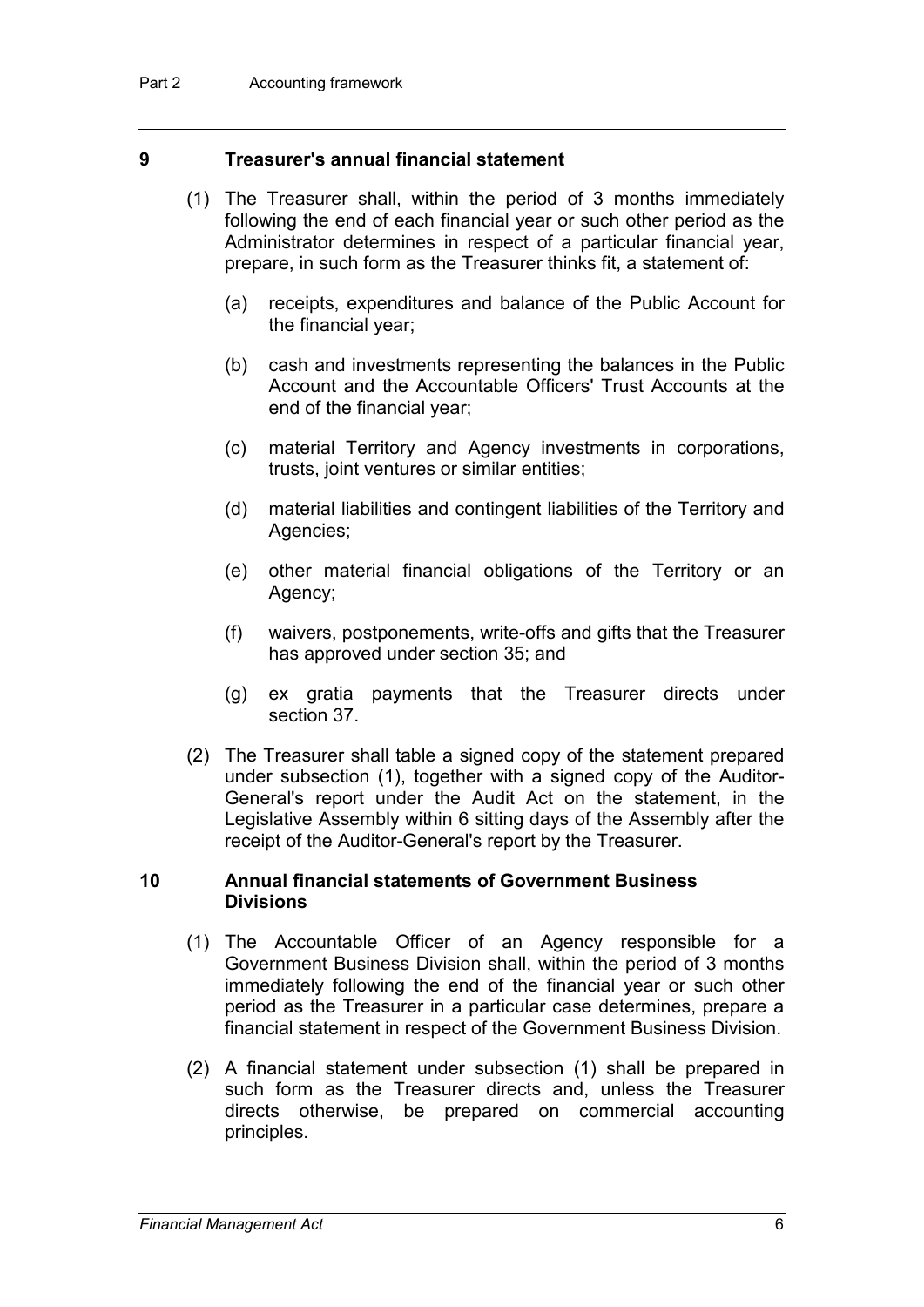### 9 Treasurer's annual financial statement

(1) The Treasurer shall, within the period of 3 months immediately following the end of each financial year or such other period as the Administrator determines in respect of a particular financial year, prepare, in such form as the Treasurer thinks fit, a statement of:

(a) receipts, expenditures and balance of the Public Account for the financial year;

(b) cash and investments representing the balances in the Public Account and the Accountable Officers' Trust Accounts at the end of the financial year;

(c) material Territory and Agency investments in corporations, trusts, joint ventures or similar entities;

(d) material liabilities and contingent liabilities of the Territory and Agencies;

(e) other material financial obligations of the Territory or an Agency;

(f) waivers, postponements, write-offs and gifts that the Treasurer has approved under section 35; and

(g) ex gratia payments that the Treasurer directs under section 37.

(2) The Treasurer shall table a signed copy of the statement prepared under subsection (1), together with a signed copy of the Auditor-General's report under the Audit Act on the statement, in the Legislative Assembly within 6 sitting days of the Assembly after the receipt of the Auditor-General's report by the Treasurer.

### 10 Annual financial statements of Government Business Divisions

(1) The Accountable Officer of an Agency responsible for a Government Business Division shall, within the period of 3 months immediately following the end of the financial year or such other period as the Treasurer in a particular case determines, prepare a financial statement in respect of the Government Business Division.

(2) A financial statement under subsection (1) shall be prepared in such form as the Treasurer directs and, unless the Treasurer directs otherwise, be prepared on commercial accounting principles.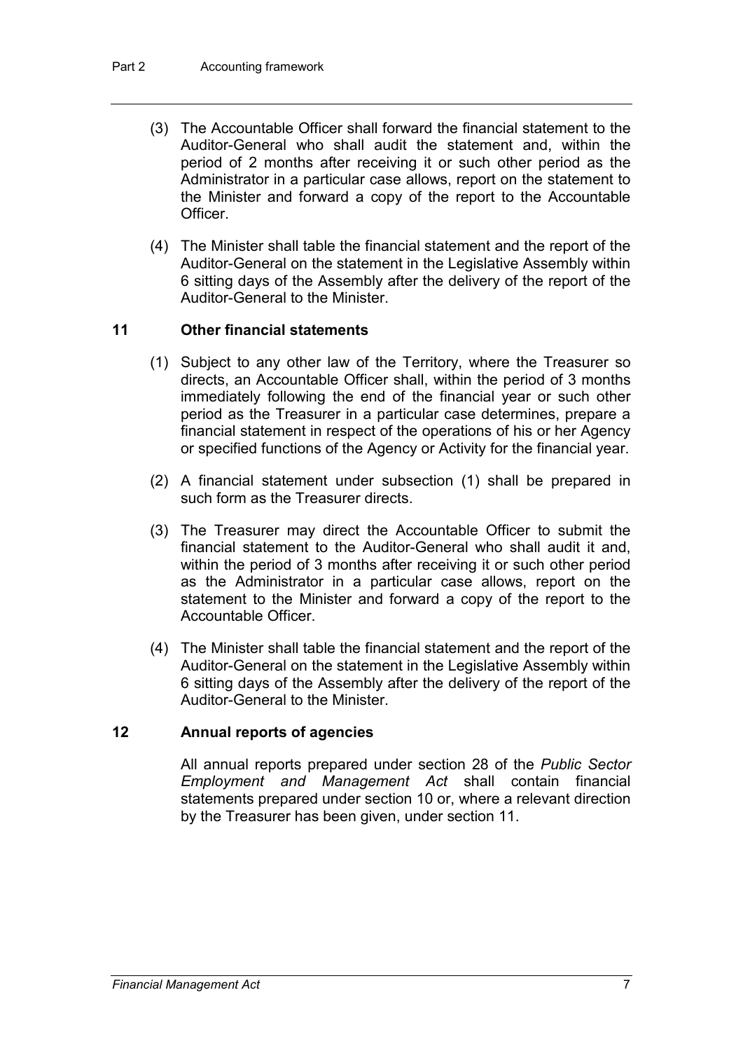(3) The Accountable Officer shall forward the financial statement to the Auditor-General who shall audit the statement and, within the period of 2 months after receiving it or such other period as the Administrator in a particular case allows, report on the statement to the Minister and forward a copy of the report to the Accountable Officer.

(4) The Minister shall table the financial statement and the report of the Auditor-General on the statement in the Legislative Assembly within 6 sitting days of the Assembly after the delivery of the report of the Auditor-General to the Minister.

### 11 Other financial statements

(1) Subject to any other law of the Territory, where the Treasurer so directs, an Accountable Officer shall, within the period of 3 months immediately following the end of the financial year or such other period as the Treasurer in a particular case determines, prepare a financial statement in respect of the operations of his or her Agency or specified functions of the Agency or Activity for the financial year.

(2) A financial statement under subsection (1) shall be prepared in such form as the Treasurer directs.

(3) The Treasurer may direct the Accountable Officer to submit the financial statement to the Auditor-General who shall audit it and, within the period of 3 months after receiving it or such other period as the Administrator in a particular case allows, report on the statement to the Minister and forward a copy of the report to the Accountable Officer.

(4) The Minister shall table the financial statement and the report of the Auditor-General on the statement in the Legislative Assembly within 6 sitting days of the Assembly after the delivery of the report of the Auditor-General to the Minister.

### 12 Annual reports of agencies

All annual reports prepared under section 28 of the *Public Sector Employment and Management Act* shall contain financial statements prepared under section 10 or, where a relevant direction by the Treasurer has been given, under section 11.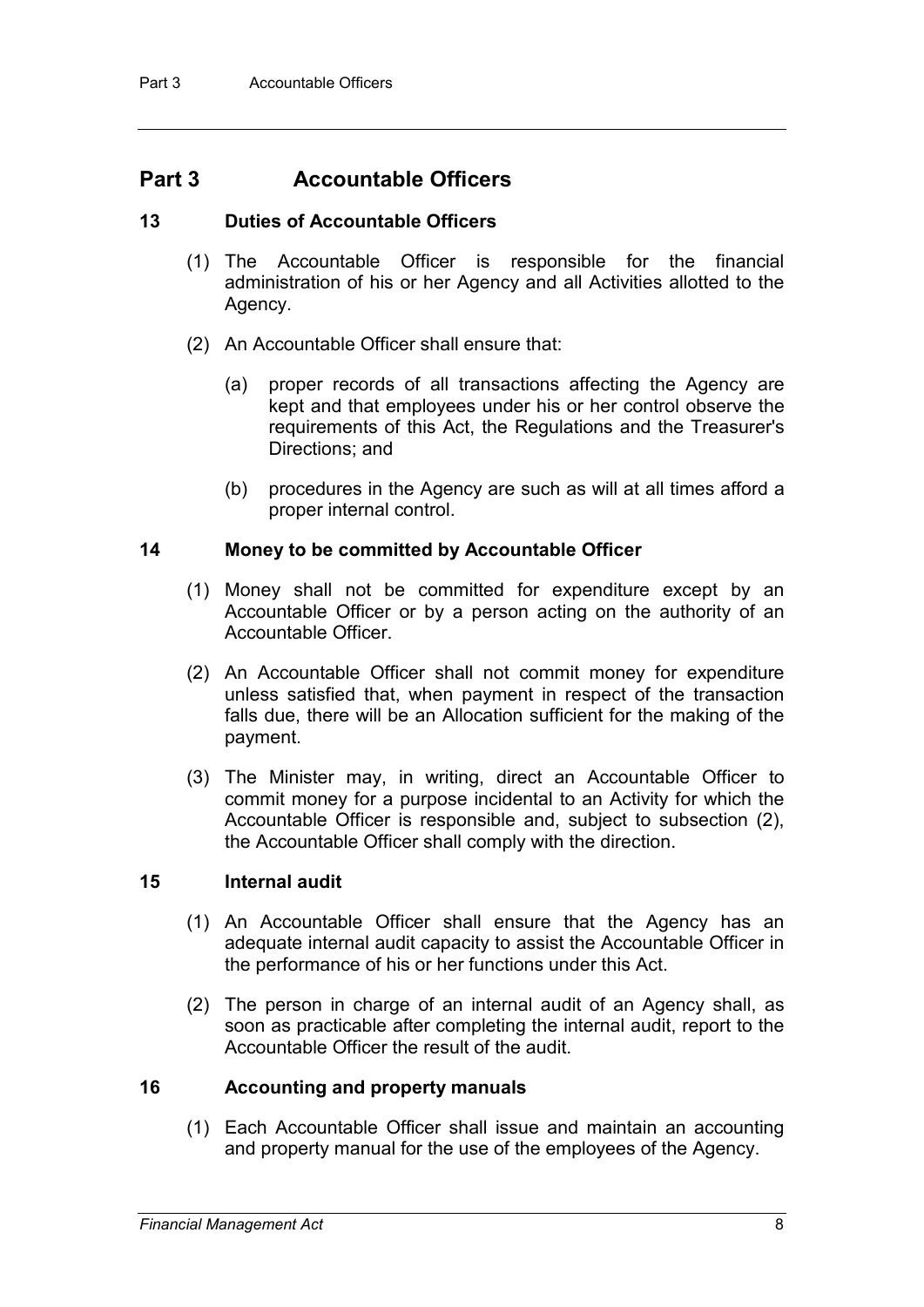## Part 3 Accountable Officers

### 13 Duties of Accountable Officers

(1) The Accountable Officer is responsible for the financial administration of his or her Agency and all Activities allotted to the Agency.

(2) An Accountable Officer shall ensure that:

(a) proper records of all transactions affecting the Agency are kept and that employees under his or her control observe the requirements of this Act, the Regulations and the Treasurer's Directions; and

(b) procedures in the Agency are such as will at all times afford a proper internal control.

### 14 Money to be committed by Accountable Officer

(1) Money shall not be committed for expenditure except by an Accountable Officer or by a person acting on the authority of an Accountable Officer.

(2) An Accountable Officer shall not commit money for expenditure unless satisfied that, when payment in respect of the transaction falls due, there will be an Allocation sufficient for the making of the payment.

(3) The Minister may, in writing, direct an Accountable Officer to commit money for a purpose incidental to an Activity for which the Accountable Officer is responsible and, subject to subsection (2), the Accountable Officer shall comply with the direction.

### 15 Internal audit

(1) An Accountable Officer shall ensure that the Agency has an adequate internal audit capacity to assist the Accountable Officer in the performance of his or her functions under this Act.

(2) The person in charge of an internal audit of an Agency shall, as soon as practicable after completing the internal audit, report to the Accountable Officer the result of the audit.

### 16 Accounting and property manuals

(1) Each Accountable Officer shall issue and maintain an accounting and property manual for the use of the employees of the Agency.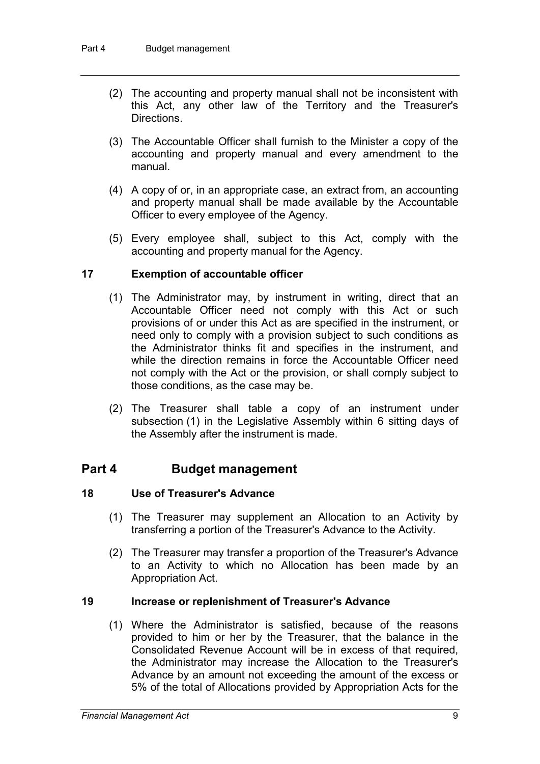(2) The accounting and property manual shall not be inconsistent with this Act, any other law of the Territory and the Treasurer's Directions.

(3) The Accountable Officer shall furnish to the Minister a copy of the accounting and property manual and every amendment to the manual.

(4) A copy of or, in an appropriate case, an extract from, an accounting and property manual shall be made available by the Accountable Officer to every employee of the Agency.

(5) Every employee shall, subject to this Act, comply with the accounting and property manual for the Agency.

### 17 Exemption of accountable officer

(1) The Administrator may, by instrument in writing, direct that an Accountable Officer need not comply with this Act or such provisions of or under this Act as are specified in the instrument, or need only to comply with a provision subject to such conditions as the Administrator thinks fit and specifies in the instrument, and while the direction remains in force the Accountable Officer need not comply with the Act or the provision, or shall comply subject to those conditions, as the case may be.

(2) The Treasurer shall table a copy of an instrument under subsection (1) in the Legislative Assembly within 6 sitting days of the Assembly after the instrument is made.

## Part 4 Budget management

### 18 Use of Treasurer's Advance

(1) The Treasurer may supplement an Allocation to an Activity by transferring a portion of the Treasurer's Advance to the Activity.

(2) The Treasurer may transfer a proportion of the Treasurer's Advance to an Activity to which no Allocation has been made by an Appropriation Act.

### 19 Increase or replenishment of Treasurer's Advance

(1) Where the Administrator is satisfied, because of the reasons provided to him or her by the Treasurer, that the balance in the Consolidated Revenue Account will be in excess of that required, the Administrator may increase the Allocation to the Treasurer's Advance by an amount not exceeding the amount of the excess or 5% of the total of Allocations provided by Appropriation Acts for the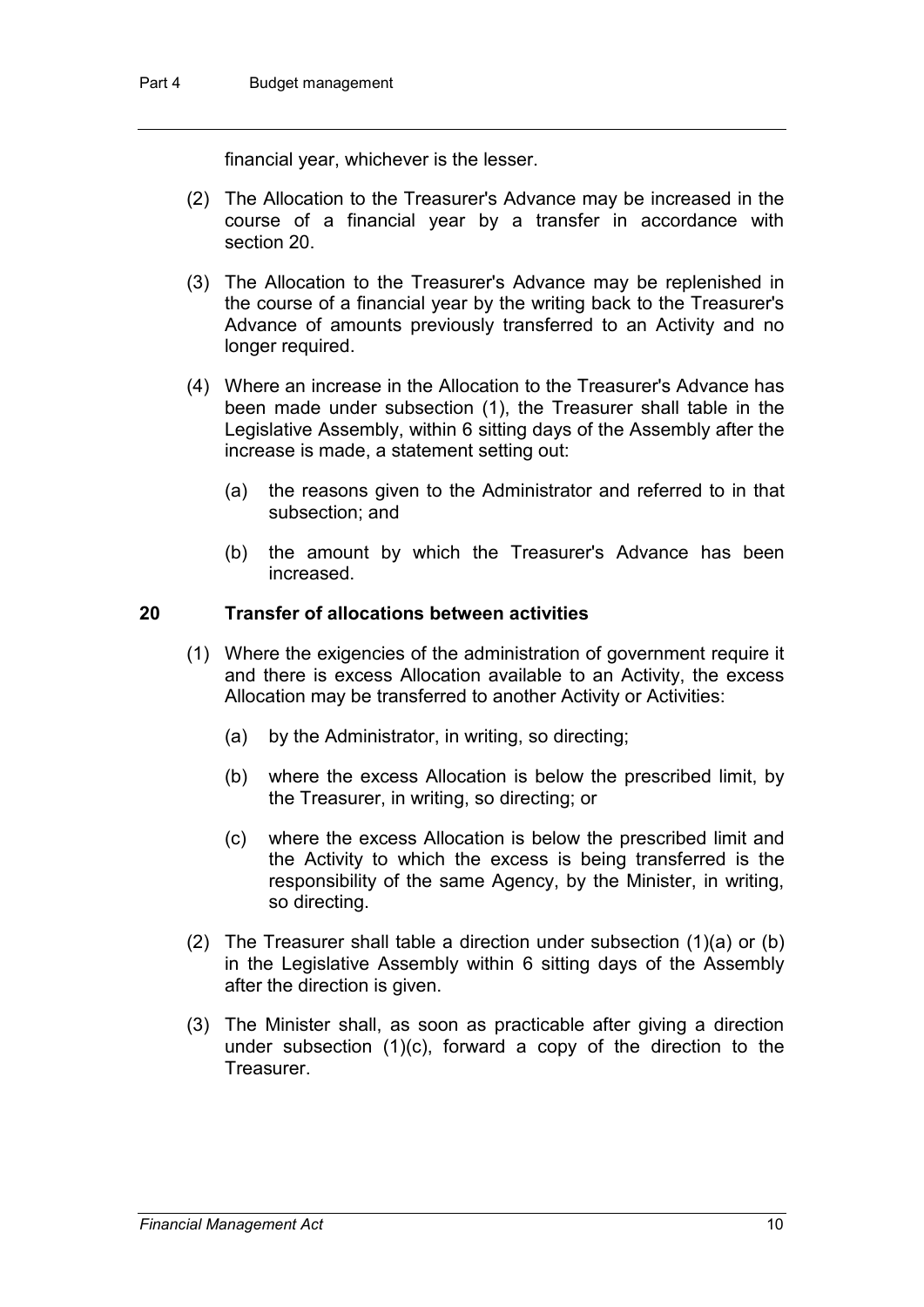financial year, whichever is the lesser.

(2) The Allocation to the Treasurer's Advance may be increased in the course of a financial year by a transfer in accordance with section 20.

(3) The Allocation to the Treasurer's Advance may be replenished in the course of a financial year by the writing back to the Treasurer's Advance of amounts previously transferred to an Activity and no longer required.

(4) Where an increase in the Allocation to the Treasurer's Advance has been made under subsection (1), the Treasurer shall table in the Legislative Assembly, within 6 sitting days of the Assembly after the increase is made, a statement setting out:

(a) the reasons given to the Administrator and referred to in that subsection; and

(b) the amount by which the Treasurer's Advance has been increased.

### 20 Transfer of allocations between activities

(1) Where the exigencies of the administration of government require it and there is excess Allocation available to an Activity, the excess Allocation may be transferred to another Activity or Activities:

(a) by the Administrator, in writing, so directing;

(b) where the excess Allocation is below the prescribed limit, by the Treasurer, in writing, so directing; or

(c) where the excess Allocation is below the prescribed limit and the Activity to which the excess is being transferred is the responsibility of the same Agency, by the Minister, in writing, so directing.

(2) The Treasurer shall table a direction under subsection (1)(a) or (b) in the Legislative Assembly within 6 sitting days of the Assembly after the direction is given.

(3) The Minister shall, as soon as practicable after giving a direction under subsection (1)(c), forward a copy of the direction to the Treasurer.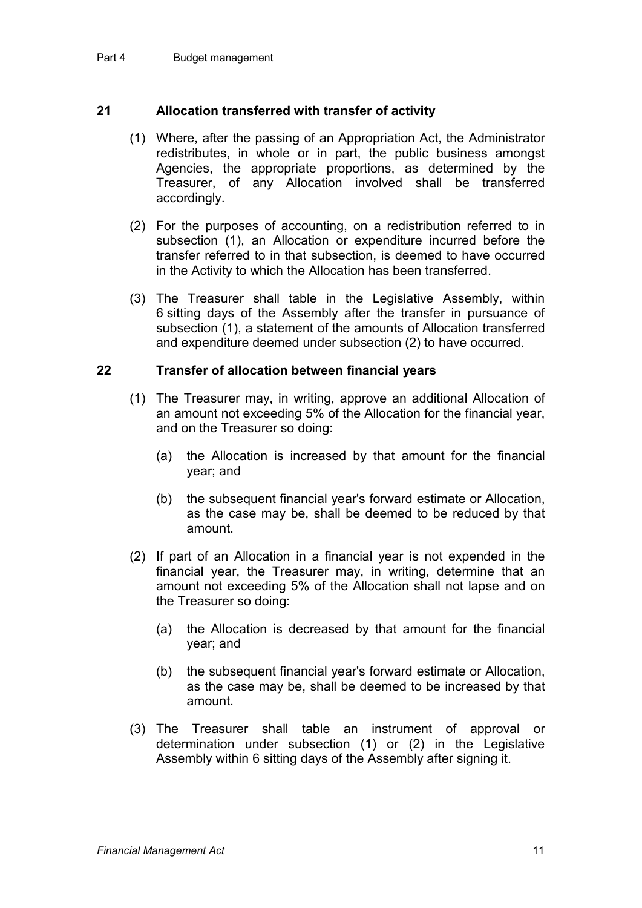### 21 Allocation transferred with transfer of activity

(1) Where, after the passing of an Appropriation Act, the Administrator redistributes, in whole or in part, the public business amongst Agencies, the appropriate proportions, as determined by the Treasurer, of any Allocation involved shall be transferred accordingly.

(2) For the purposes of accounting, on a redistribution referred to in subsection (1), an Allocation or expenditure incurred before the transfer referred to in that subsection, is deemed to have occurred in the Activity to which the Allocation has been transferred.

(3) The Treasurer shall table in the Legislative Assembly, within 6 sitting days of the Assembly after the transfer in pursuance of subsection (1), a statement of the amounts of Allocation transferred and expenditure deemed under subsection (2) to have occurred.

### 22 Transfer of allocation between financial years

(1) The Treasurer may, in writing, approve an additional Allocation of an amount not exceeding 5% of the Allocation for the financial year, and on the Treasurer so doing:

- (a) the Allocation is increased by that amount for the financial year; and
- (b) the subsequent financial year's forward estimate or Allocation, as the case may be, shall be deemed to be reduced by that amount.

(2) If part of an Allocation in a financial year is not expended in the financial year, the Treasurer may, in writing, determine that an amount not exceeding 5% of the Allocation shall not lapse and on the Treasurer so doing:

- (a) the Allocation is decreased by that amount for the financial year; and
- (b) the subsequent financial year's forward estimate or Allocation, as the case may be, shall be deemed to be increased by that amount.

(3) The Treasurer shall table an instrument of approval or determination under subsection (1) or (2) in the Legislative Assembly within 6 sitting days of the Assembly after signing it.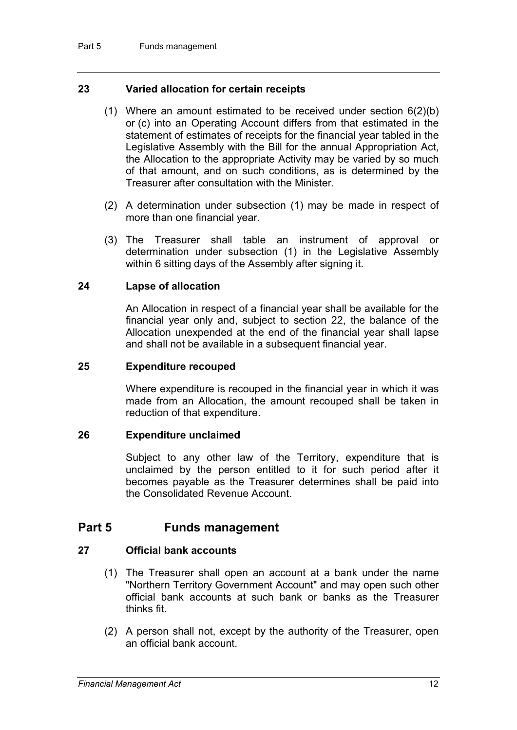### 23 Varied allocation for certain receipts

(1) Where an amount estimated to be received under section 6(2)(b) or (c) into an Operating Account differs from that estimated in the statement of estimates of receipts for the financial year tabled in the Legislative Assembly with the Bill for the annual Appropriation Act, the Allocation to the appropriate Activity may be varied by so much of that amount, and on such conditions, as is determined by the Treasurer after consultation with the Minister.

(2) A determination under subsection (1) may be made in respect of more than one financial year.

(3) The Treasurer shall table an instrument of approval or determination under subsection (1) in the Legislative Assembly within 6 sitting days of the Assembly after signing it.

### 24 Lapse of allocation

An Allocation in respect of a financial year shall be available for the financial year only and, subject to section 22, the balance of the Allocation unexpended at the end of the financial year shall lapse and shall not be available in a subsequent financial year.

### 25 Expenditure recouped

Where expenditure is recouped in the financial year in which it was made from an Allocation, the amount recouped shall be taken in reduction of that expenditure.

### 26 Expenditure unclaimed

Subject to any other law of the Territory, expenditure that is unclaimed by the person entitled to it for such period after it becomes payable as the Treasurer determines shall be paid into the Consolidated Revenue Account.

## Part 5 Funds management

### 27 Official bank accounts

(1) The Treasurer shall open an account at a bank under the name "Northern Territory Government Account" and may open such other official bank accounts at such bank or banks as the Treasurer thinks fit.

(2) A person shall not, except by the authority of the Treasurer, open an official bank account.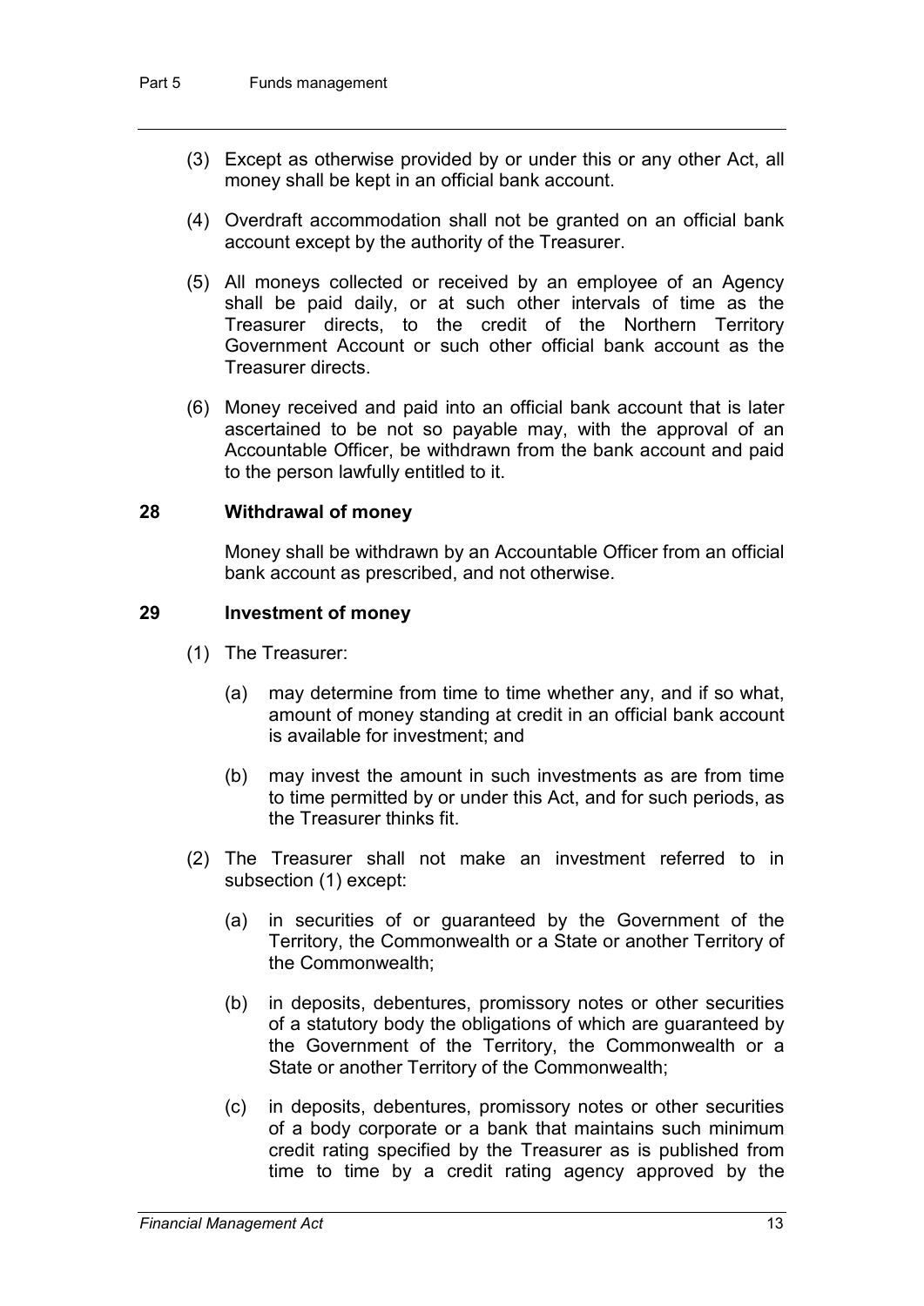(3) Except as otherwise provided by or under this or any other Act, all money shall be kept in an official bank account.

(4) Overdraft accommodation shall not be granted on an official bank account except by the authority of the Treasurer.

(5) All moneys collected or received by an employee of an Agency shall be paid daily, or at such other intervals of time as the Treasurer directs, to the credit of the Northern Territory Government Account or such other official bank account as the Treasurer directs.

(6) Money received and paid into an official bank account that is later ascertained to be not so payable may, with the approval of an Accountable Officer, be withdrawn from the bank account and paid to the person lawfully entitled to it.

### 28 Withdrawal of money

Money shall be withdrawn by an Accountable Officer from an official bank account as prescribed, and not otherwise.

### 29 Investment of money

(1) The Treasurer:

(a) may determine from time to time whether any, and if so what, amount of money standing at credit in an official bank account is available for investment; and

(b) may invest the amount in such investments as are from time to time permitted by or under this Act, and for such periods, as the Treasurer thinks fit.

(2) The Treasurer shall not make an investment referred to in subsection (1) except:

(a) in securities of or guaranteed by the Government of the Territory, the Commonwealth or a State or another Territory of the Commonwealth;

(b) in deposits, debentures, promissory notes or other securities of a statutory body the obligations of which are guaranteed by the Government of the Territory, the Commonwealth or a State or another Territory of the Commonwealth;

(c) in deposits, debentures, promissory notes or other securities of a body corporate or a bank that maintains such minimum credit rating specified by the Treasurer as is published from time to time by a credit rating agency approved by the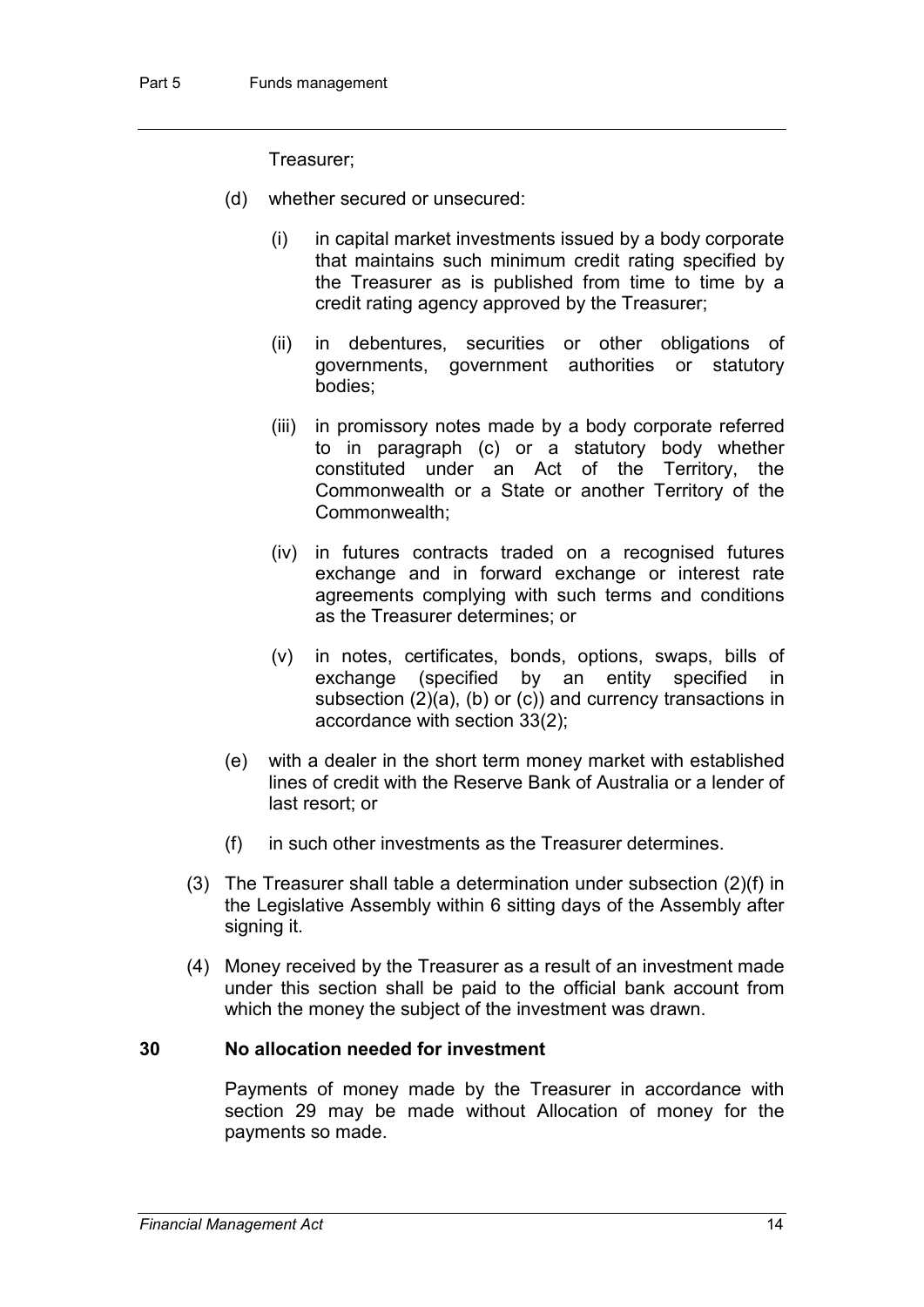Treasurer;

(d) whether secured or unsecured:

 (i) in capital market investments issued by a body corporate that maintains such minimum credit rating specified by the Treasurer as is published from time to time by a credit rating agency approved by the Treasurer;

 (ii) in debentures, securities or other obligations of governments, government authorities or statutory bodies;

 (iii) in promissory notes made by a body corporate referred to in paragraph (c) or a statutory body whether constituted under an Act of the Territory, the Commonwealth or a State or another Territory of the Commonwealth;

 (iv) in futures contracts traded on a recognised futures exchange and in forward exchange or interest rate agreements complying with such terms and conditions as the Treasurer determines; or

 (v) in notes, certificates, bonds, options, swaps, bills of exchange (specified by an entity specified in subsection (2)(a), (b) or (c)) and currency transactions in accordance with section 33(2);

(e) with a dealer in the short term money market with established lines of credit with the Reserve Bank of Australia or a lender of last resort; or

(f) in such other investments as the Treasurer determines.

(3) The Treasurer shall table a determination under subsection (2)(f) in the Legislative Assembly within 6 sitting days of the Assembly after signing it.

(4) Money received by the Treasurer as a result of an investment made under this section shall be paid to the official bank account from which the money the subject of the investment was drawn.

### 30 No allocation needed for investment

Payments of money made by the Treasurer in accordance with section 29 may be made without Allocation of money for the payments so made.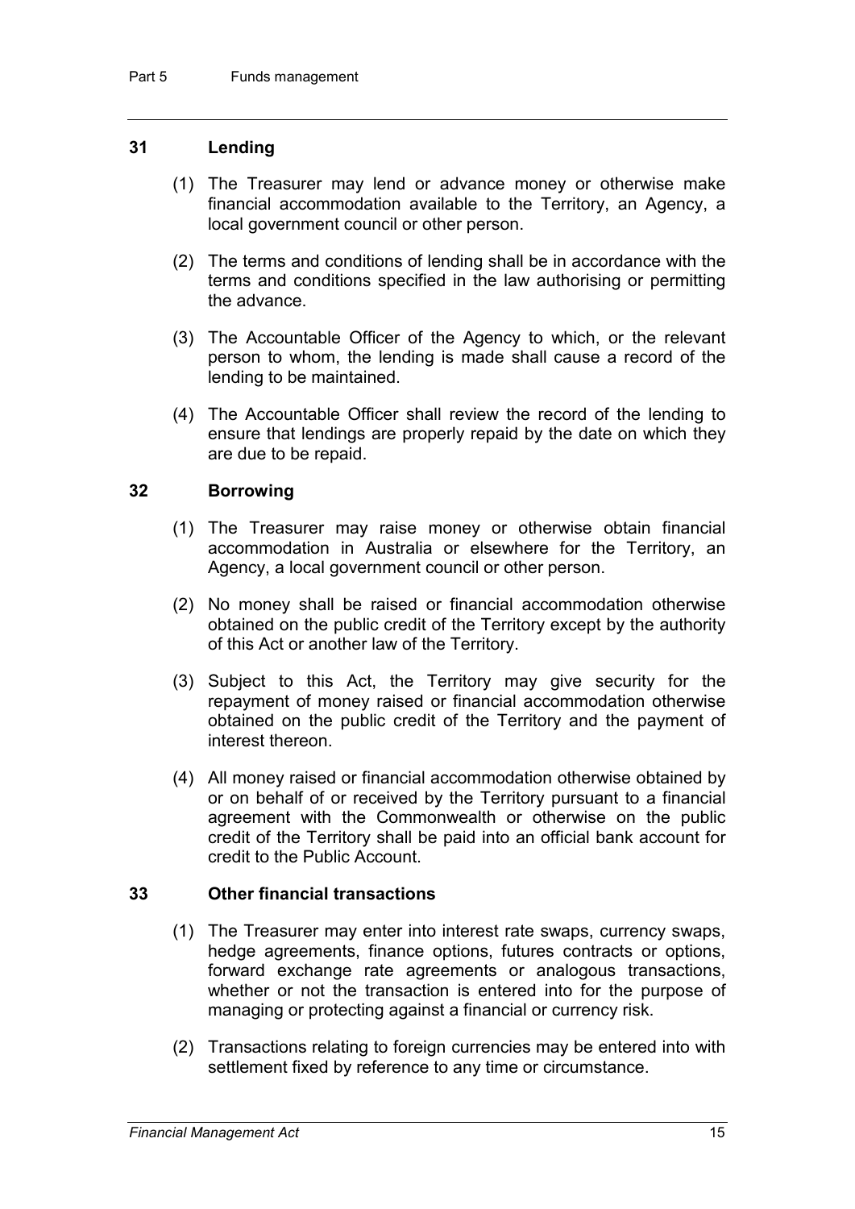### 31 Lending

(1) The Treasurer may lend or advance money or otherwise make financial accommodation available to the Territory, an Agency, a local government council or other person.

(2) The terms and conditions of lending shall be in accordance with the terms and conditions specified in the law authorising or permitting the advance.

(3) The Accountable Officer of the Agency to which, or the relevant person to whom, the lending is made shall cause a record of the lending to be maintained.

(4) The Accountable Officer shall review the record of the lending to ensure that lendings are properly repaid by the date on which they are due to be repaid.

### 32 Borrowing

(1) The Treasurer may raise money or otherwise obtain financial accommodation in Australia or elsewhere for the Territory, an Agency, a local government council or other person.

(2) No money shall be raised or financial accommodation otherwise obtained on the public credit of the Territory except by the authority of this Act or another law of the Territory.

(3) Subject to this Act, the Territory may give security for the repayment of money raised or financial accommodation otherwise obtained on the public credit of the Territory and the payment of interest thereon.

(4) All money raised or financial accommodation otherwise obtained by or on behalf of or received by the Territory pursuant to a financial agreement with the Commonwealth or otherwise on the public credit of the Territory shall be paid into an official bank account for credit to the Public Account.

### 33 Other financial transactions

(1) The Treasurer may enter into interest rate swaps, currency swaps, hedge agreements, finance options, futures contracts or options, forward exchange rate agreements or analogous transactions, whether or not the transaction is entered into for the purpose of managing or protecting against a financial or currency risk.

(2) Transactions relating to foreign currencies may be entered into with settlement fixed by reference to any time or circumstance.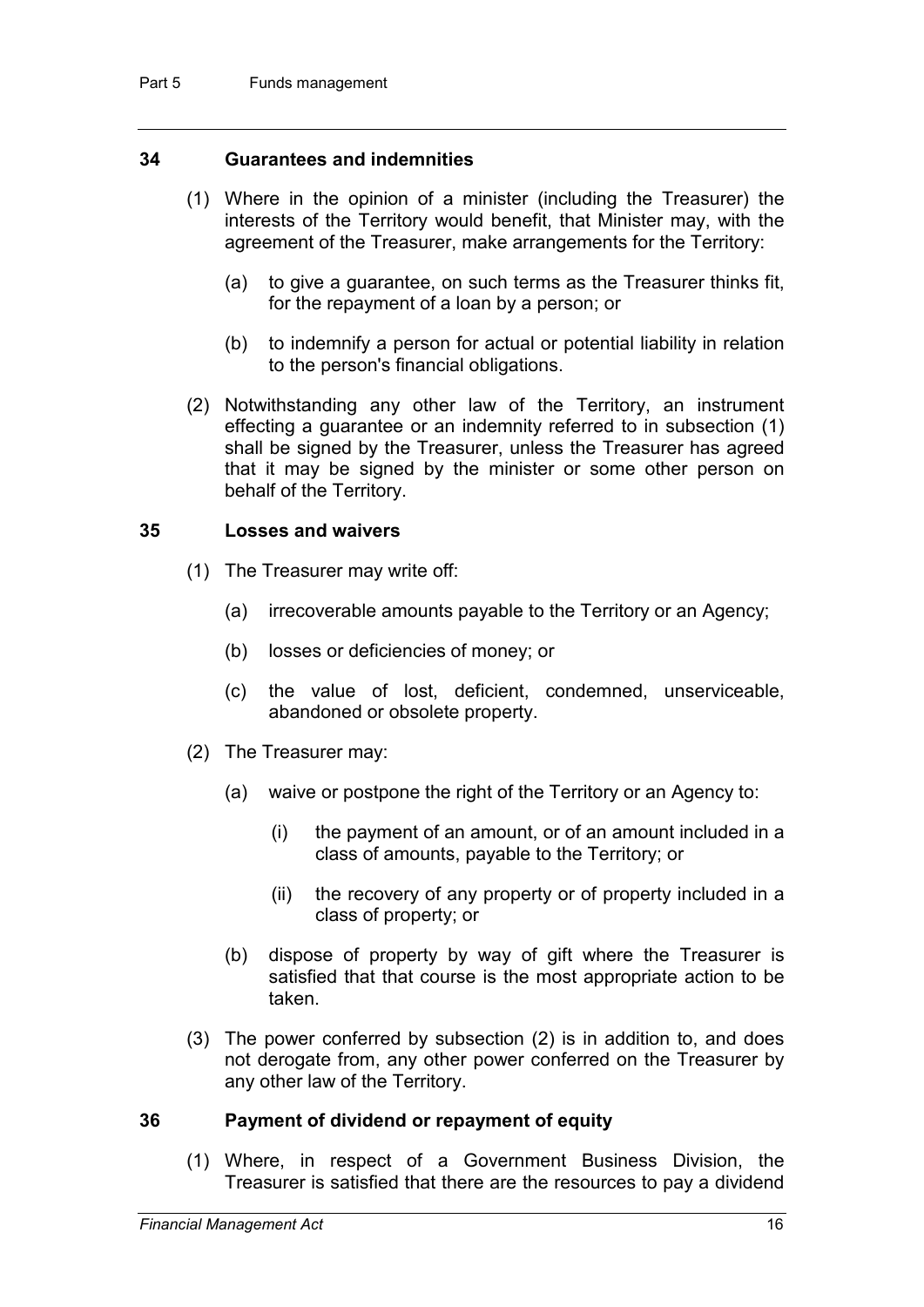## 34 Guarantees and indemnities

(1) Where in the opinion of a minister (including the Treasurer) the interests of the Territory would benefit, that Minister may, with the agreement of the Treasurer, make arrangements for the Territory:

(a) to give a guarantee, on such terms as the Treasurer thinks fit, for the repayment of a loan by a person; or

(b) to indemnify a person for actual or potential liability in relation to the person's financial obligations.

(2) Notwithstanding any other law of the Territory, an instrument effecting a guarantee or an indemnity referred to in subsection (1) shall be signed by the Treasurer, unless the Treasurer has agreed that it may be signed by the minister or some other person on behalf of the Territory.

## 35 Losses and waivers

(1) The Treasurer may write off:

(a) irrecoverable amounts payable to the Territory or an Agency;

(b) losses or deficiencies of money; or

(c) the value of lost, deficient, condemned, unserviceable, abandoned or obsolete property.

(2) The Treasurer may:

(a) waive or postpone the right of the Territory or an Agency to:

(i) the payment of an amount, or of an amount included in a class of amounts, payable to the Territory; or

(ii) the recovery of any property or of property included in a class of property; or

(b) dispose of property by way of gift where the Treasurer is satisfied that that course is the most appropriate action to be taken.

(3) The power conferred by subsection (2) is in addition to, and does not derogate from, any other power conferred on the Treasurer by any other law of the Territory.

## 36 Payment of dividend or repayment of equity

(1) Where, in respect of a Government Business Division, the Treasurer is satisfied that there are the resources to pay a dividend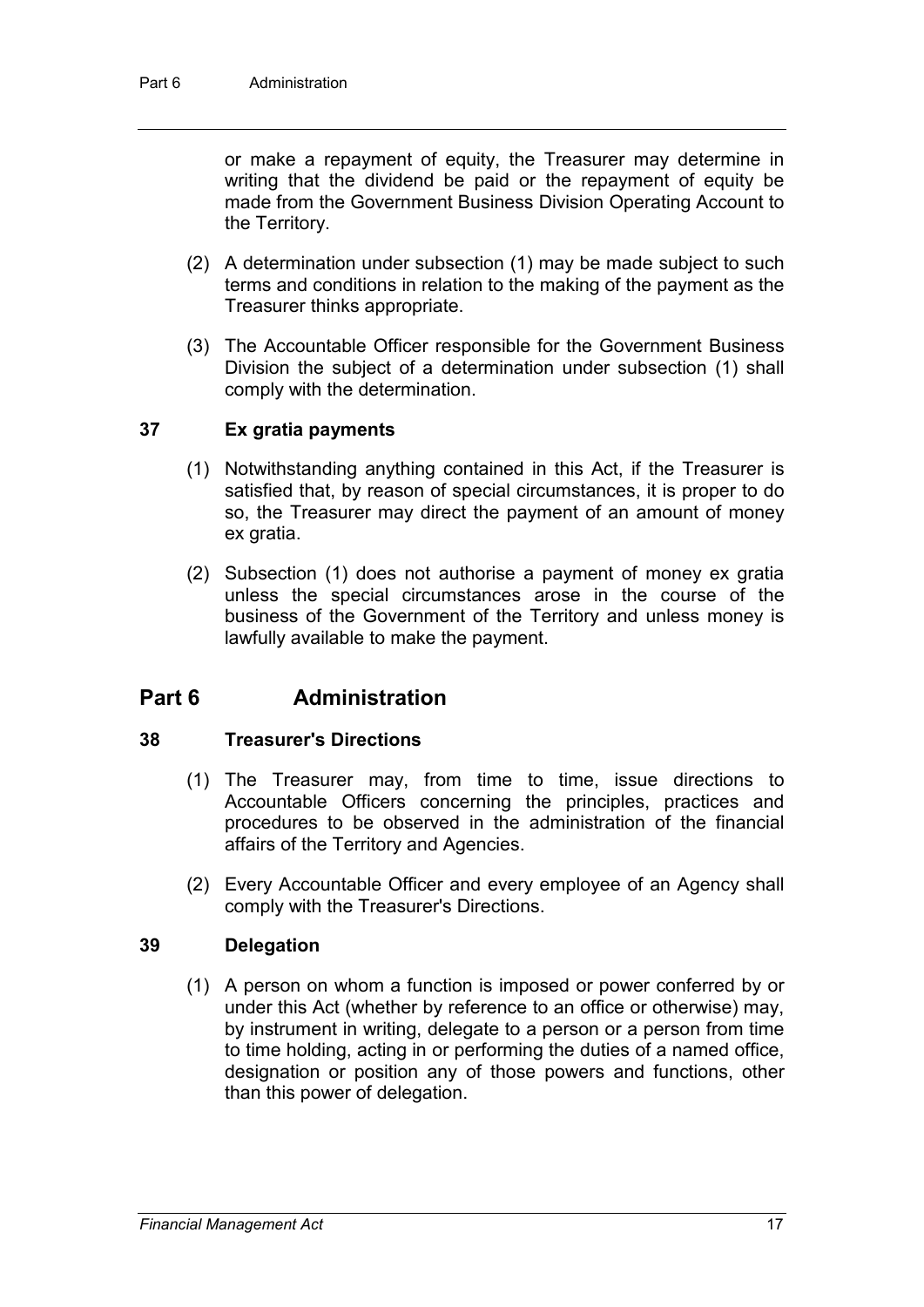or make a repayment of equity, the Treasurer may determine in writing that the dividend be paid or the repayment of equity be made from the Government Business Division Operating Account to the Territory.

(2) A determination under subsection (1) may be made subject to such terms and conditions in relation to the making of the payment as the Treasurer thinks appropriate.

(3) The Accountable Officer responsible for the Government Business Division the subject of a determination under subsection (1) shall comply with the determination.

### 37 Ex gratia payments

(1) Notwithstanding anything contained in this Act, if the Treasurer is satisfied that, by reason of special circumstances, it is proper to do so, the Treasurer may direct the payment of an amount of money ex gratia.

(2) Subsection (1) does not authorise a payment of money ex gratia unless the special circumstances arose in the course of the business of the Government of the Territory and unless money is lawfully available to make the payment.

## Part 6 Administration

### 38 Treasurer's Directions

(1) The Treasurer may, from time to time, issue directions to Accountable Officers concerning the principles, practices and procedures to be observed in the administration of the financial affairs of the Territory and Agencies.

(2) Every Accountable Officer and every employee of an Agency shall comply with the Treasurer's Directions.

### 39 Delegation

(1) A person on whom a function is imposed or power conferred by or under this Act (whether by reference to an office or otherwise) may, by instrument in writing, delegate to a person or a person from time to time holding, acting in or performing the duties of a named office, designation or position any of those powers and functions, other than this power of delegation.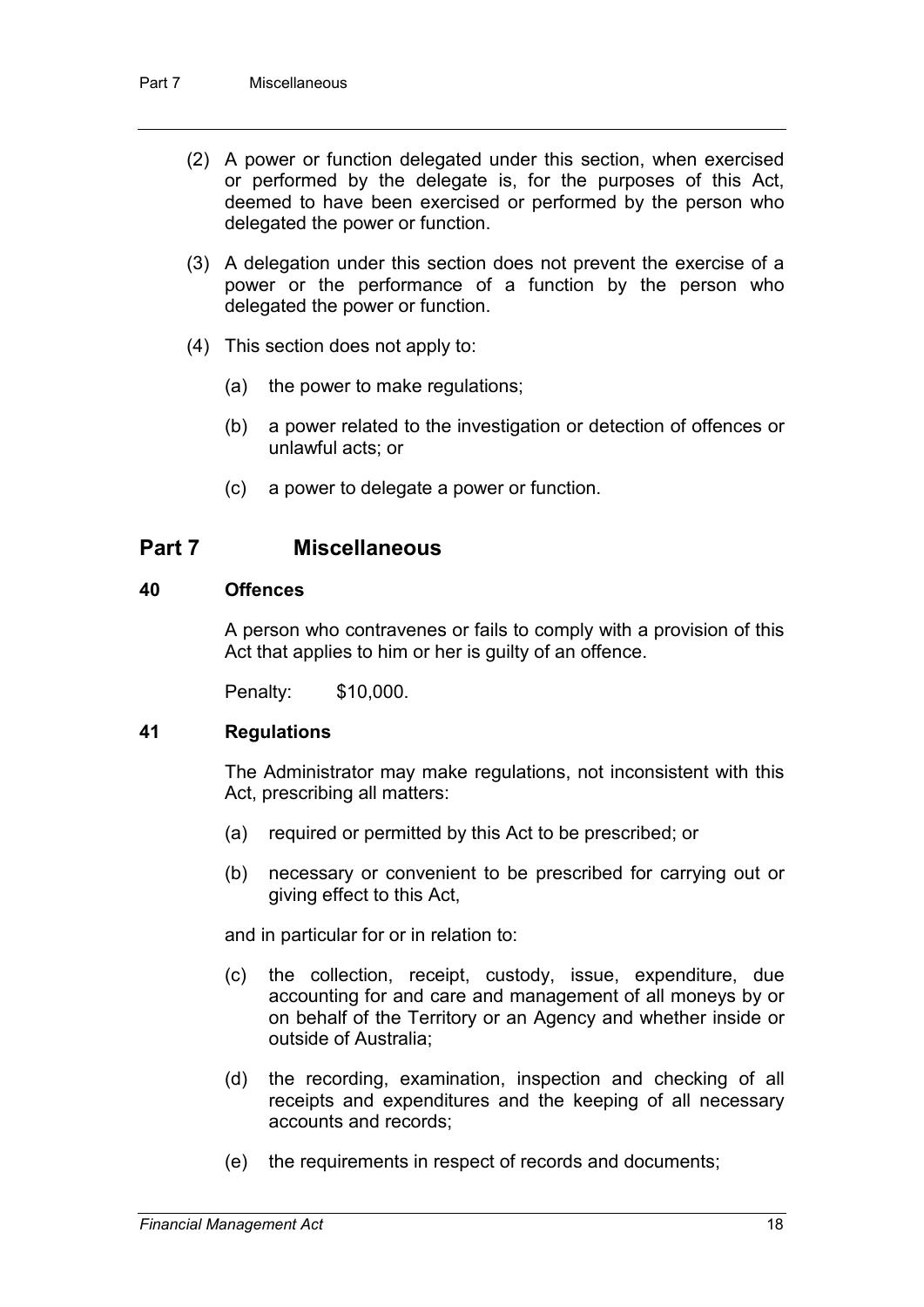(2) A power or function delegated under this section, when exercised or performed by the delegate is, for the purposes of this Act, deemed to have been exercised or performed by the person who delegated the power or function.

(3) A delegation under this section does not prevent the exercise of a power or the performance of a function by the person who delegated the power or function.

(4) This section does not apply to:

(a) the power to make regulations;

(b) a power related to the investigation or detection of offences or unlawful acts; or

(c) a power to delegate a power or function.

## Part 7 Miscellaneous

### 40 Offences

A person who contravenes or fails to comply with a provision of this Act that applies to him or her is guilty of an offence.

Penalty: $10,000.

### 41 Regulations

The Administrator may make regulations, not inconsistent with this Act, prescribing all matters:

(a) required or permitted by this Act to be prescribed; or

(b) necessary or convenient to be prescribed for carrying out or giving effect to this Act,

and in particular for or in relation to:

(c) the collection, receipt, custody, issue, expenditure, due accounting for and care and management of all moneys by or on behalf of the Territory or an Agency and whether inside or outside of Australia;

(d) the recording, examination, inspection and checking of all receipts and expenditures and the keeping of all necessary accounts and records;

(e) the requirements in respect of records and documents;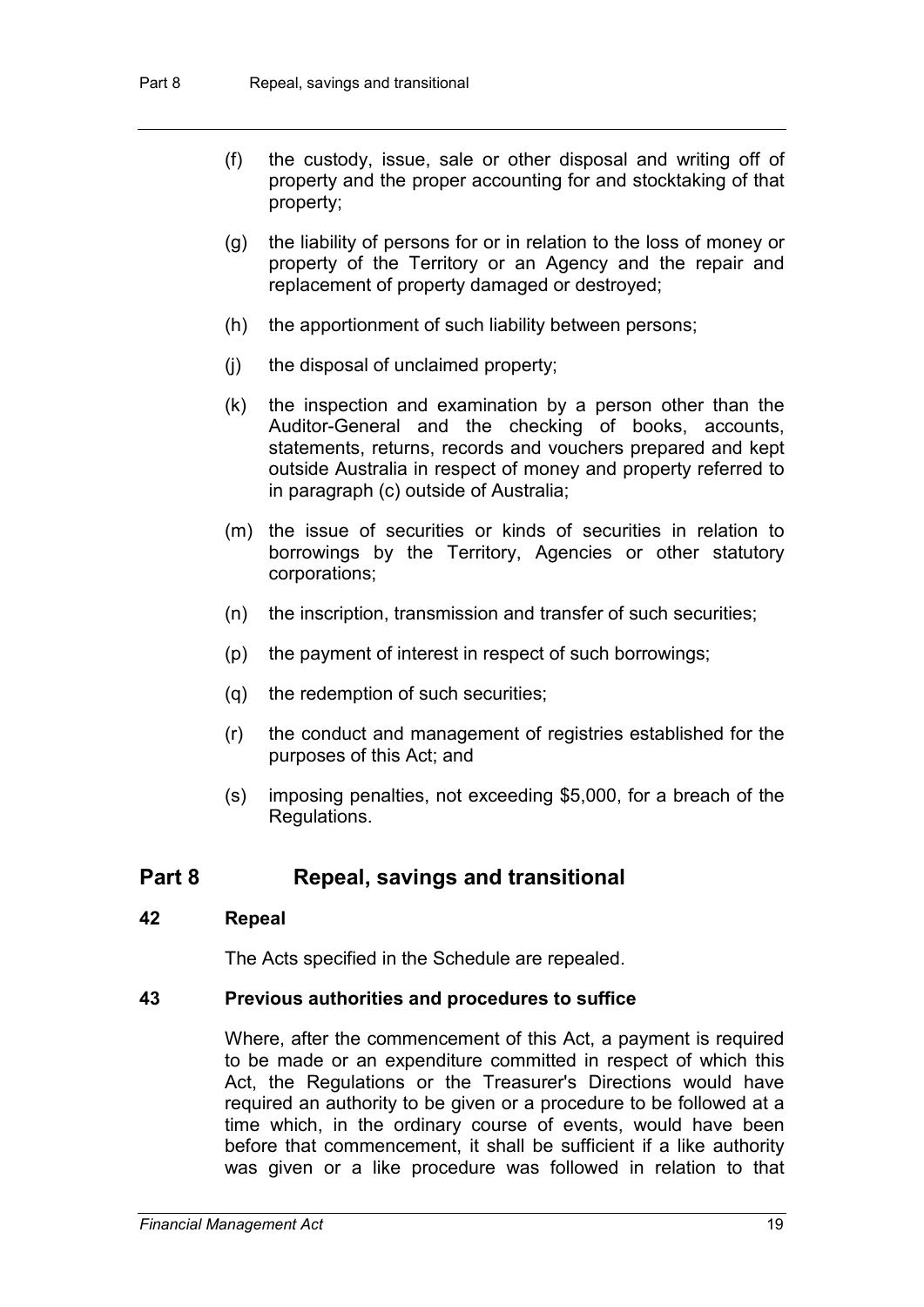(f) the custody, issue, sale or other disposal and writing off of property and the proper accounting for and stocktaking of that property;

(g) the liability of persons for or in relation to the loss of money or property of the Territory or an Agency and the repair and replacement of property damaged or destroyed;

(h) the apportionment of such liability between persons;

(j) the disposal of unclaimed property;

(k) the inspection and examination by a person other than the Auditor-General and the checking of books, accounts, statements, returns, records and vouchers prepared and kept outside Australia in respect of money and property referred to in paragraph (c) outside of Australia;

(m) the issue of securities or kinds of securities in relation to borrowings by the Territory, Agencies or other statutory corporations;

(n) the inscription, transmission and transfer of such securities;

(p) the payment of interest in respect of such borrowings;

(q) the redemption of such securities;

(r) the conduct and management of registries established for the purposes of this Act; and

(s) imposing penalties, not exceeding $5,000, for a breach of the Regulations.

## Part 8 Repeal, savings and transitional

### 42 Repeal

The Acts specified in the Schedule are repealed.

### 43 Previous authorities and procedures to suffice

Where, after the commencement of this Act, a payment is required to be made or an expenditure committed in respect of which this Act, the Regulations or the Treasurer's Directions would have required an authority to be given or a procedure to be followed at a time which, in the ordinary course of events, would have been before that commencement, it shall be sufficient if a like authority was given or a like procedure was followed in relation to that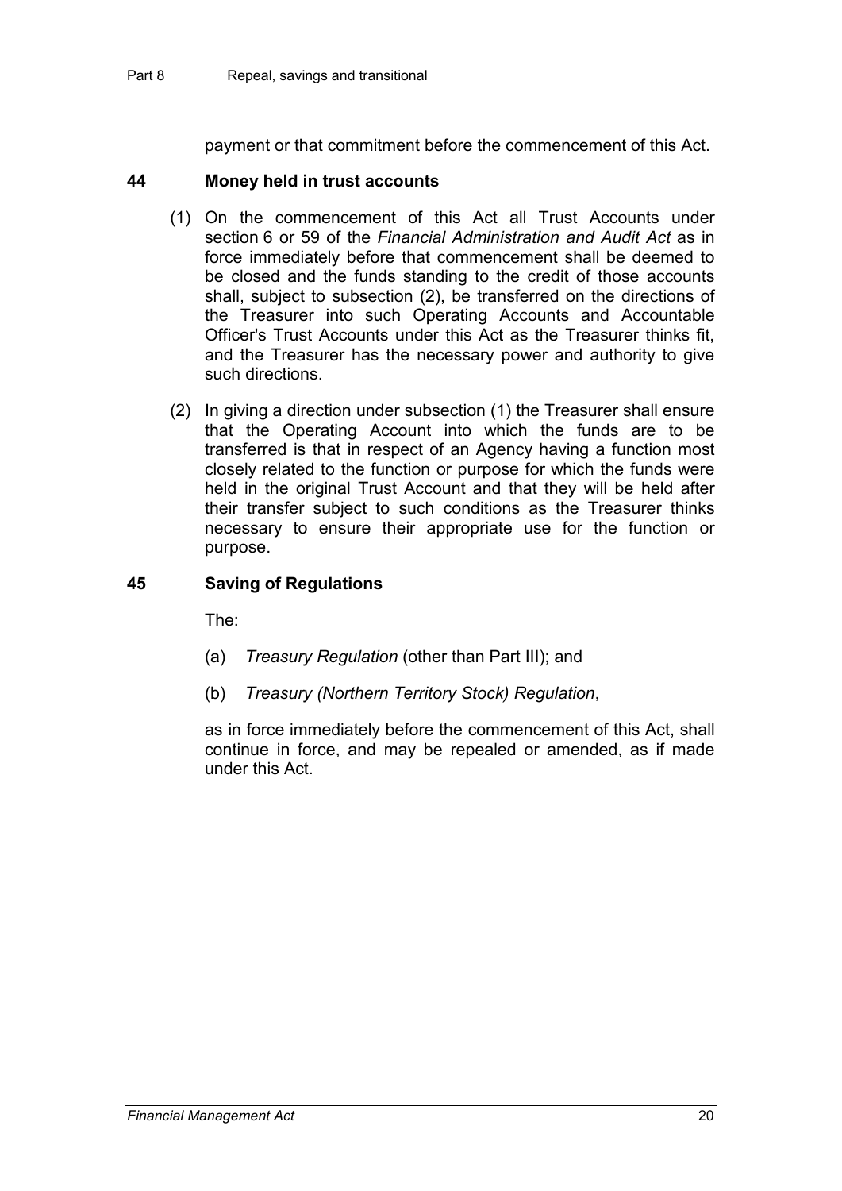payment or that commitment before the commencement of this Act.

### 44 Money held in trust accounts

(1) On the commencement of this Act all Trust Accounts under section 6 or 59 of the *Financial Administration and Audit Act* as in force immediately before that commencement shall be deemed to be closed and the funds standing to the credit of those accounts shall, subject to subsection (2), be transferred on the directions of the Treasurer into such Operating Accounts and Accountable Officer's Trust Accounts under this Act as the Treasurer thinks fit, and the Treasurer has the necessary power and authority to give such directions.

(2) In giving a direction under subsection (1) the Treasurer shall ensure that the Operating Account into which the funds are to be transferred is that in respect of an Agency having a function most closely related to the function or purpose for which the funds were held in the original Trust Account and that they will be held after their transfer subject to such conditions as the Treasurer thinks necessary to ensure their appropriate use for the function or purpose.

### 45 Saving of Regulations

The:

(a) *Treasury Regulation* (other than Part III); and

(b) *Treasury (Northern Territory Stock) Regulation*,

as in force immediately before the commencement of this Act, shall continue in force, and may be repealed or amended, as if made under this Act.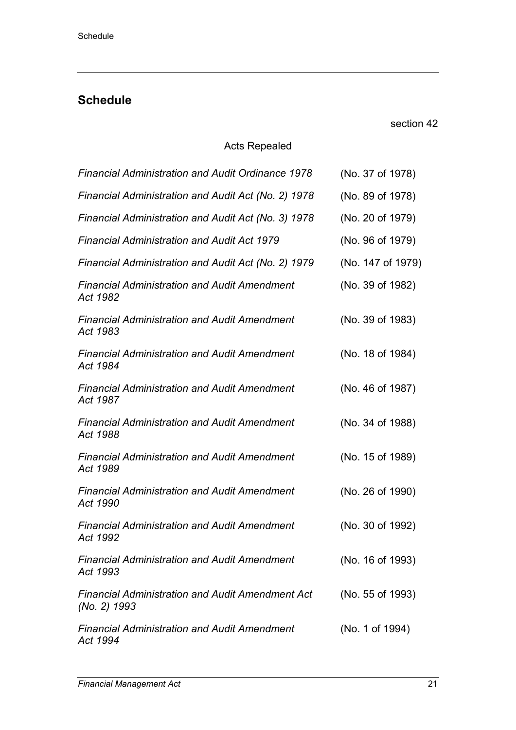## Schedule

section 42

Acts Repealed

| | |
|---|---|
| *Financial Administration and Audit Ordinance 1978* | (No. 37 of 1978) |
| *Financial Administration and Audit Act (No. 2) 1978* | (No. 89 of 1978) |
| *Financial Administration and Audit Act (No. 3) 1978* | (No. 20 of 1979) |
| *Financial Administration and Audit Act 1979* | (No. 96 of 1979) |
| *Financial Administration and Audit Act (No. 2) 1979* | (No. 147 of 1979) |
| *Financial Administration and Audit Amendment Act 1982* | (No. 39 of 1982) |
| *Financial Administration and Audit Amendment Act 1983* | (No. 39 of 1983) |
| *Financial Administration and Audit Amendment Act 1984* | (No. 18 of 1984) |
| *Financial Administration and Audit Amendment Act 1987* | (No. 46 of 1987) |
| *Financial Administration and Audit Amendment Act 1988* | (No. 34 of 1988) |
| *Financial Administration and Audit Amendment Act 1989* | (No. 15 of 1989) |
| *Financial Administration and Audit Amendment Act 1990* | (No. 26 of 1990) |
| *Financial Administration and Audit Amendment Act 1992* | (No. 30 of 1992) |
| *Financial Administration and Audit Amendment Act 1993* | (No. 16 of 1993) |
| *Financial Administration and Audit Amendment Act (No. 2) 1993* | (No. 55 of 1993) |
| *Financial Administration and Audit Amendment Act 1994* | (No. 1 of 1994) |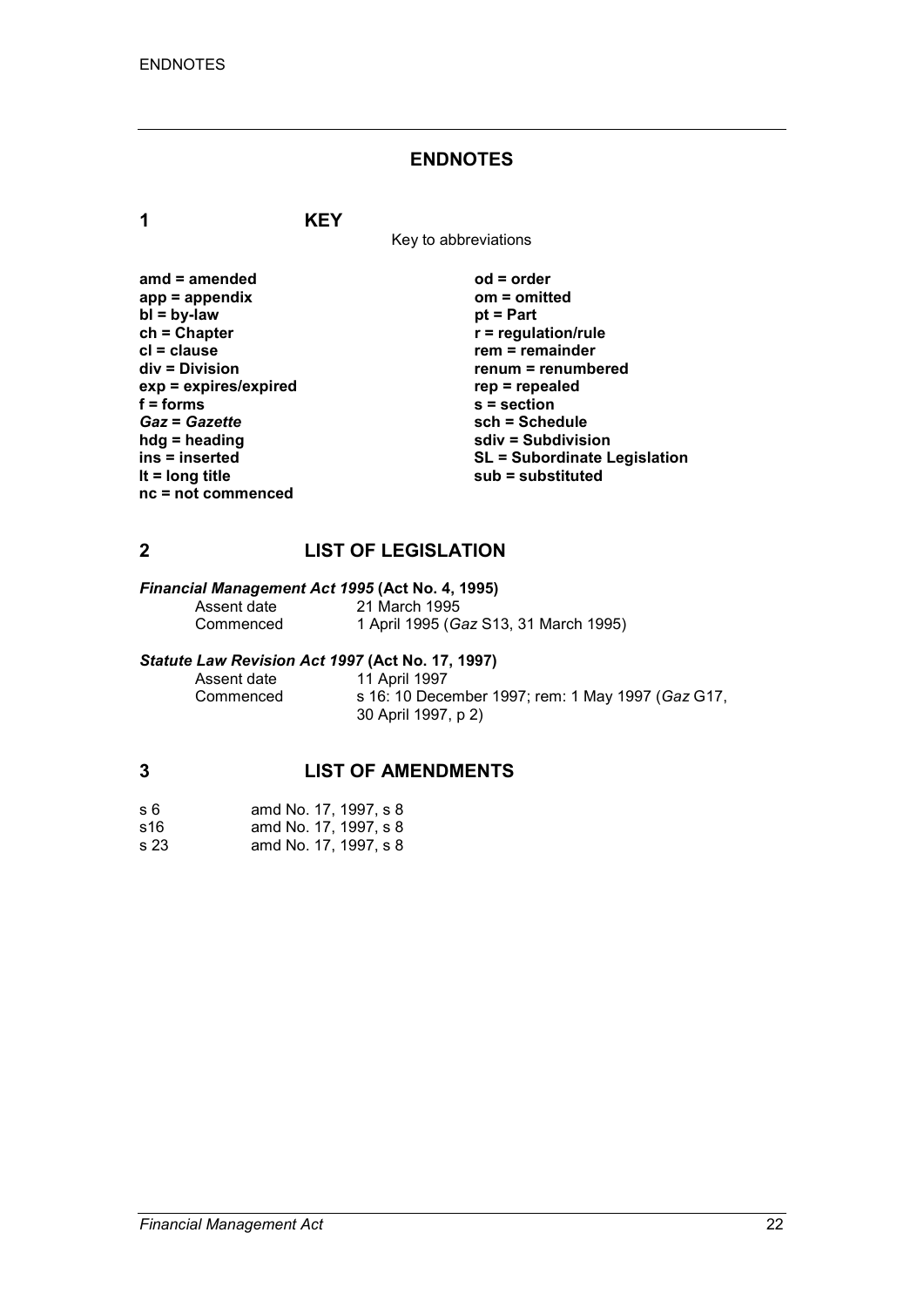# ENDNOTES

## 1 KEY

Key to abbreviations

| | |
|---|---|
| **amd = amended** | **od = order** |
| **app = appendix** | **om = omitted** |
| **bl = by-law** | **pt = Part** |
| **ch = Chapter** | **r = regulation/rule** |
| **cl = clause** | **rem = remainder** |
| **div = Division** | **renum = renumbered** |
| **exp = expires/expired** | **rep = repealed** |
| **f = forms** | **s = section** |
| ***Gaz* = *Gazette*** | **sch = Schedule** |
| **hdg = heading** | **sdiv = Subdivision** |
| **ins = inserted** | **SL = Subordinate Legislation** |
| **lt = long title** | **sub = substituted** |
| **nc = not commenced** | |

## 2 LIST OF LEGISLATION

***Financial Management Act 1995* (Act No. 4, 1995)**

| | |
|---|---|
| Assent date | 21 March 1995 |
| Commenced | 1 April 1995 (*Gaz* S13, 31 March 1995) |

***Statute Law Revision Act 1997* (Act No. 17, 1997)**

| | |
|---|---|
| Assent date | 11 April 1997 |
| Commenced | s 16: 10 December 1997; rem: 1 May 1997 (*Gaz* G17, 30 April 1997, p 2) |

## 3 LIST OF AMENDMENTS

| | |
|---|---|
| s 6 | amd No. 17, 1997, s 8 |
| s16 | amd No. 17, 1997, s 8 |
| s 23 | amd No. 17, 1997, s 8 |